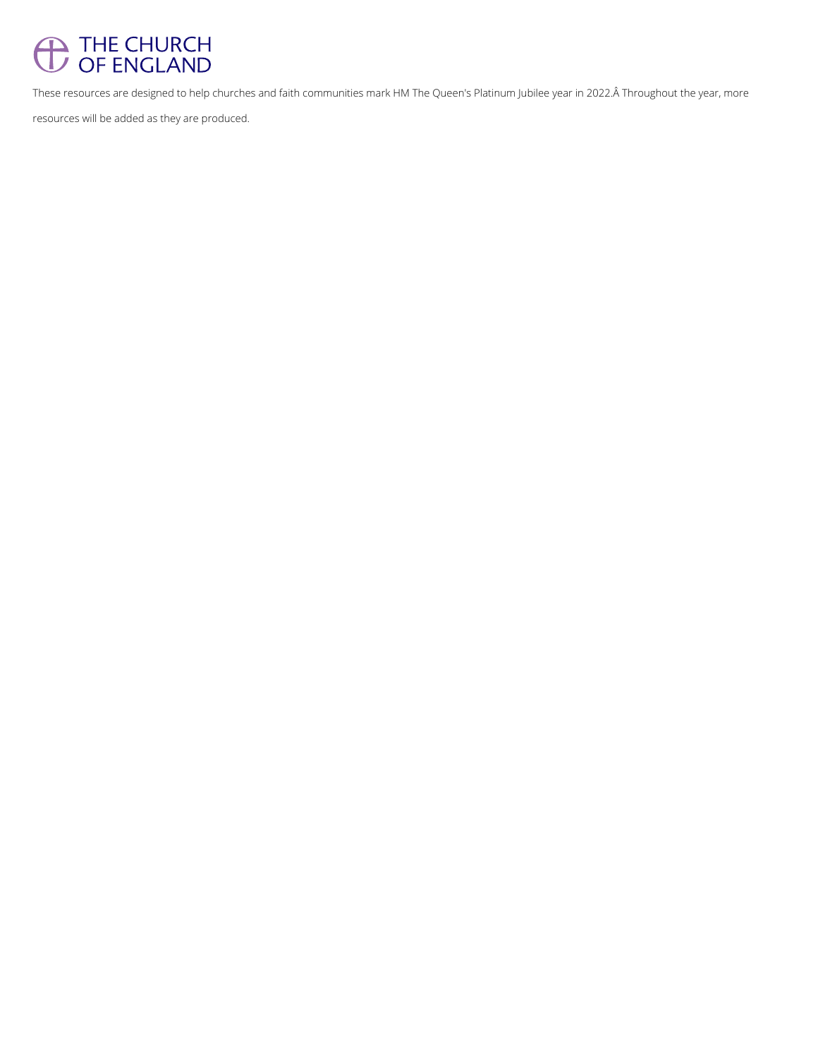THE CHURCH OF ENGLAND

These resources are designed to help churches and faith communities mark HM The Queen's Platinum Jubilee year in 2022.Â Throughout the year, more resources will be added as they are produced.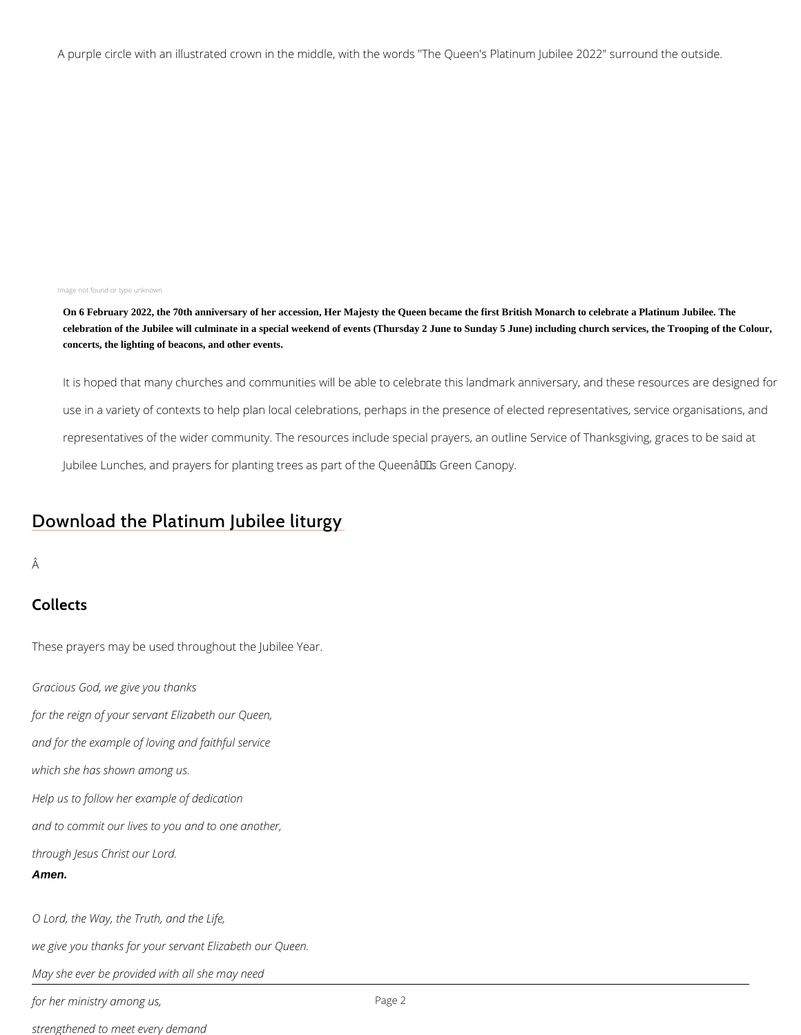A purple circle with an illustrated crown in the middle, with the words "The Queen's Platinum Jubilee 2022" surround the outside.

Image not found or type unknown

**On 6 February 2022, the 70th anniversary of her accession, Her Majesty the Queen became the first British Monarch to celebrate a Platinum Jubilee. The celebration of the Jubilee will culminate in a special weekend of events (Thursday 2 June to Sunday 5 June) including church services, the Trooping of the Colour, concerts, the lighting of beacons, and other events.**

It is hoped that many churches and communities will be able to celebrate this landmark anniversary, and these resources are designed for use in a variety of contexts to help plan local celebrations, perhaps in the presence of elected representatives, service organisations, and representatives of the wider community. The resources include special prayers, an outline Service of Thanksgiving, graces to be said at Jubilee Lunches, and prayers for planting trees as part of the Queenâs Green Canopy.

## Download the Platinum Jubilee liturgy

Â

## Collects

These prayers may be used throughout the Jubilee Year.

*Gracious God, we give you thanks*

*for the reign of your servant Elizabeth our Queen,*

*and for the example of loving and faithful service*

*which she has shown among us.*

*Help us to follow her example of dedication*

*and to commit our lives to you and to one another,*

*through Jesus Christ our Lord.*

***Amen.***

*O Lord, the Way, the Truth, and the Life,*

*we give you thanks for your servant Elizabeth our Queen.*

*May she ever be provided with all she may need*

*for her ministry among us,*

*strengthened to meet every demand*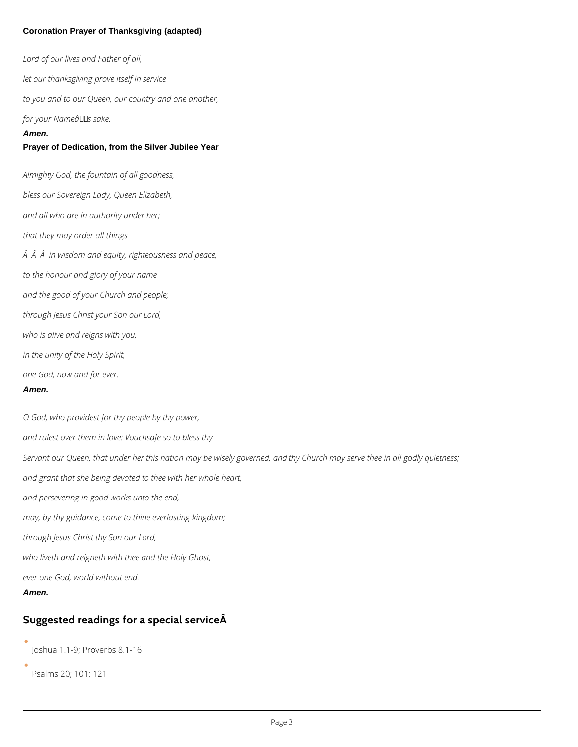**Coronation Prayer of Thanksgiving (adapted)**

*Lord of our lives and Father of all,*

*let our thanksgiving prove itself in service*

*to you and to our Queen, our country and one another,*

*for your Nameâs sake.*

***Amen.***

**Prayer of Dedication, from the Silver Jubilee Year**

*Almighty God, the fountain of all goodness,*

*bless our Sovereign Lady, Queen Elizabeth,*

*and all who are in authority under her;*

*that they may order all things*

*Â Â Â in wisdom and equity, righteousness and peace,*

*to the honour and glory of your name*

*and the good of your Church and people;*

*through Jesus Christ your Son our Lord,*

*who is alive and reigns with you,*

*in the unity of the Holy Spirit,*

*one God, now and for ever.*

***Amen.***

*O God, who providest for thy people by thy power,*

*and rulest over them in love: Vouchsafe so to bless thy*

*Servant our Queen, that under her this nation may be wisely governed, and thy Church may serve thee in all godly quietness;*

*and grant that she being devoted to thee with her whole heart,*

*and persevering in good works unto the end,*

*may, by thy guidance, come to thine everlasting kingdom;*

*through Jesus Christ thy Son our Lord,*

*who liveth and reigneth with thee and the Holy Ghost,*

*ever one God, world without end.*

***Amen.***

## Suggested readings for a special serviceÂ

- Joshua 1.1-9; Proverbs 8.1-16
- Psalms 20; 101; 121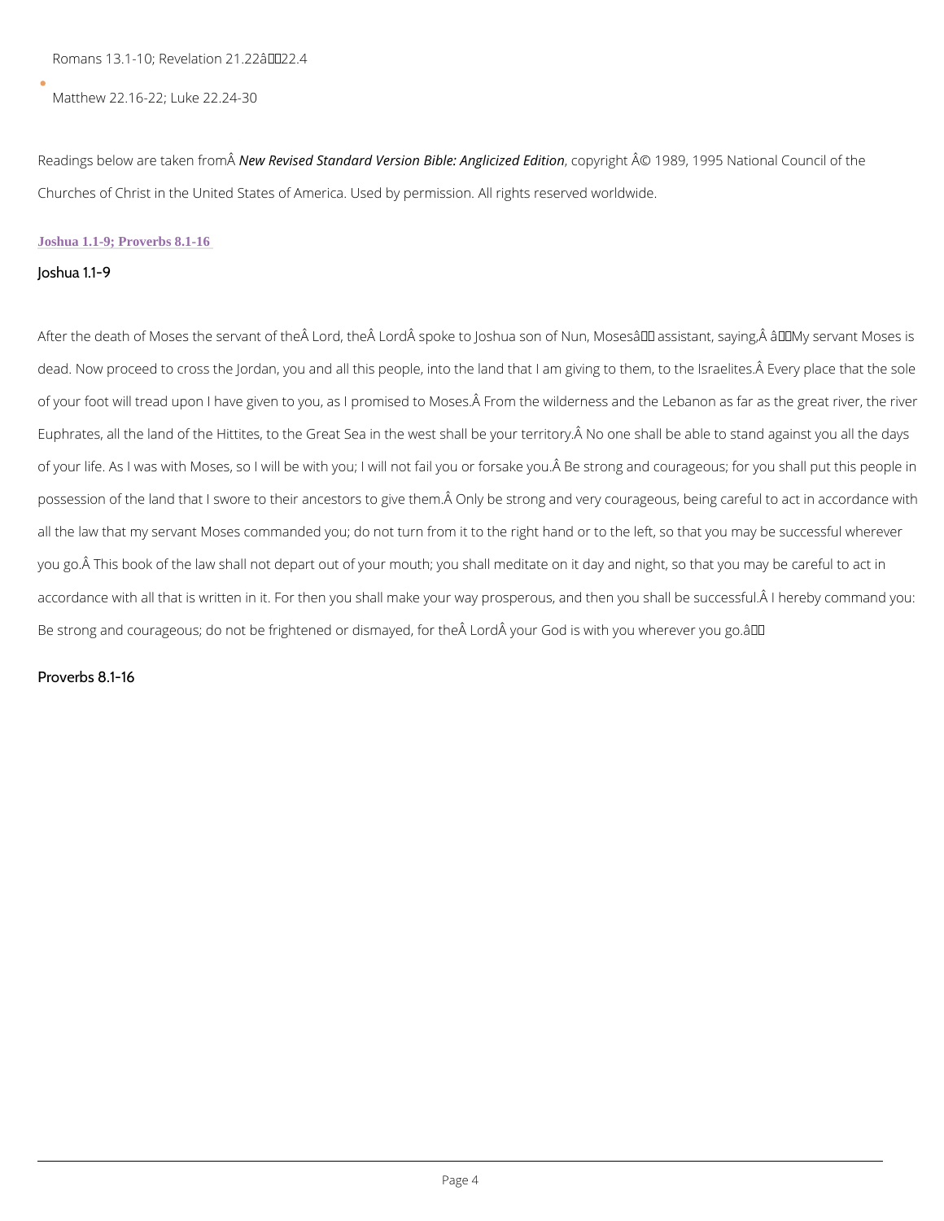- Romans 13.1-10; Revelation 21.22â22.4
- Matthew 22.16-22; Luke 22.24-30

Readings below are taken from *New Revised Standard Version Bible: Anglicized Edition*, copyright Â© 1989, 1995 National Council of the Churches of Christ in the United States of America. Used by permission. All rights reserved worldwide.

**Joshua 1.1-9; Proverbs 8.1-16**

### Joshua 1.1-9

After the death of Moses the servant of theÂ Lord, theÂ LordÂ spoke to Joshua son of Nun, Mosesâ assistant, saying,Â âMy servant Moses is dead. Now proceed to cross the Jordan, you and all this people, into the land that I am giving to them, to the Israelites.Â Every place that the sole of your foot will tread upon I have given to you, as I promised to Moses.Â From the wilderness and the Lebanon as far as the great river, the river Euphrates, all the land of the Hittites, to the Great Sea in the west shall be your territory.Â No one shall be able to stand against you all the days of your life. As I was with Moses, so I will be with you; I will not fail you or forsake you.Â Be strong and courageous; for you shall put this people in possession of the land that I swore to their ancestors to give them.Â Only be strong and very courageous, being careful to act in accordance with all the law that my servant Moses commanded you; do not turn from it to the right hand or to the left, so that you may be successful wherever you go.Â This book of the law shall not depart out of your mouth; you shall meditate on it day and night, so that you may be careful to act in accordance with all that is written in it. For then you shall make your way prosperous, and then you shall be successful.Â I hereby command you: Be strong and courageous; do not be frightened or dismayed, for theÂ LordÂ your God is with you wherever you go.â

### Proverbs 8.1-16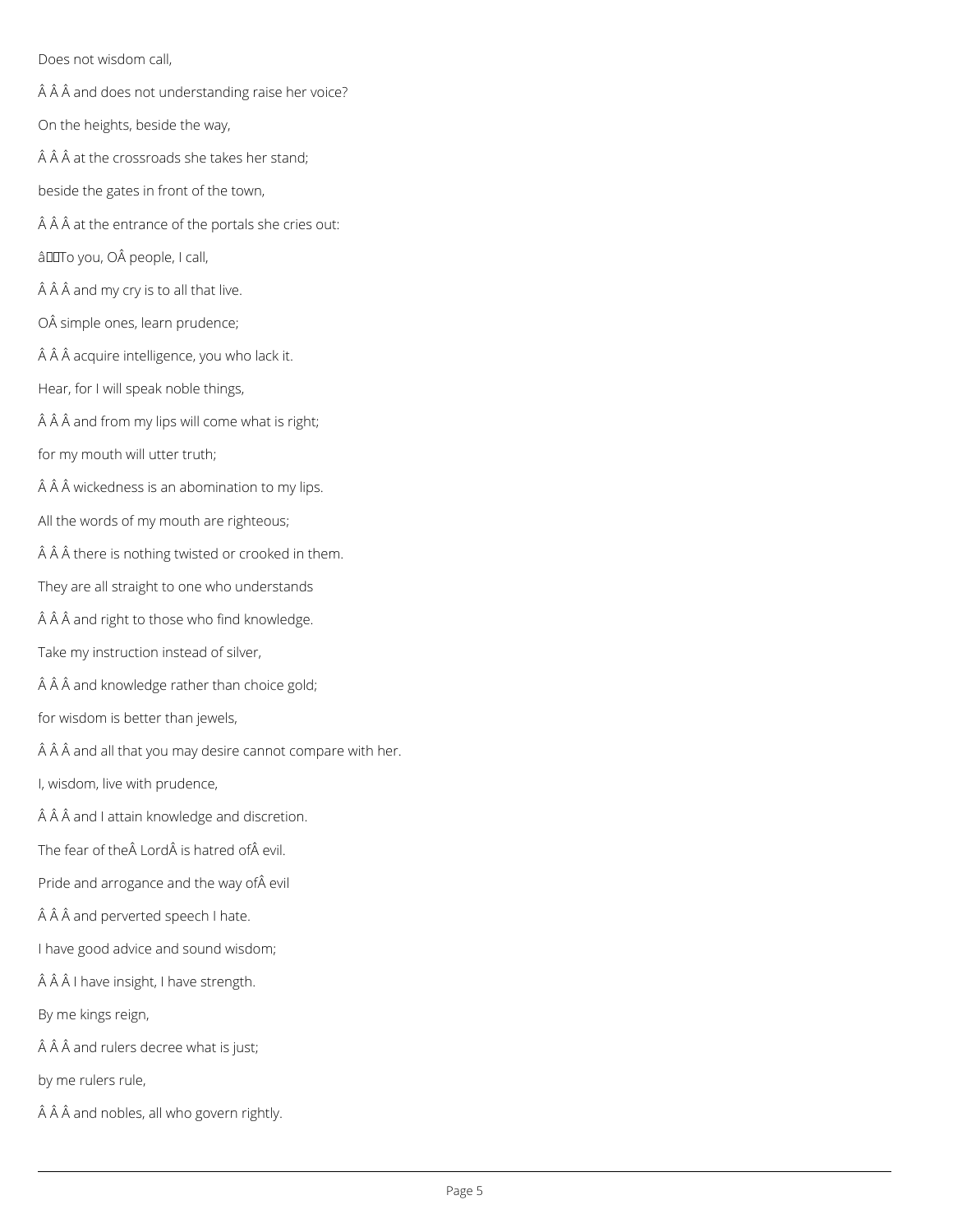Does not wisdom call,

Â Â Â and does not understanding raise her voice?

On the heights, beside the way,

Â Â Â at the crossroads she takes her stand;

beside the gates in front of the town,

Â Â Â at the entrance of the portals she cries out:

âTo you, OÂ people, I call,

Â Â Â and my cry is to all that live.

OÂ simple ones, learn prudence;

Â Â Â acquire intelligence, you who lack it.

Hear, for I will speak noble things,

Â Â Â and from my lips will come what is right;

for my mouth will utter truth;

Â Â Â wickedness is an abomination to my lips.

All the words of my mouth are righteous;

Â Â Â there is nothing twisted or crooked in them.

They are all straight to one who understands

Â Â Â and right to those who find knowledge.

Take my instruction instead of silver,

Â Â Â and knowledge rather than choice gold;

for wisdom is better than jewels,

Â Â Â and all that you may desire cannot compare with her.

I, wisdom, live with prudence,

Â Â Â and I attain knowledge and discretion.

The fear of theÂ LordÂ is hatred ofÂ evil.

Pride and arrogance and the way ofÂ evil

Â Â Â and perverted speech I hate.

I have good advice and sound wisdom;

Â Â Â I have insight, I have strength.

By me kings reign,

Â Â Â and rulers decree what is just;

by me rulers rule,

Â Â Â and nobles, all who govern rightly.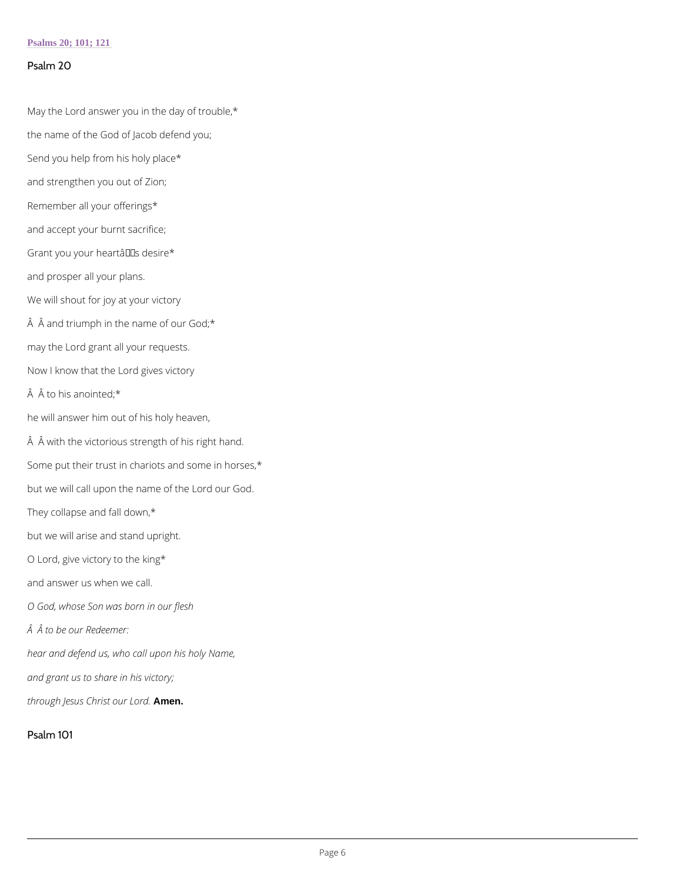Psalms 20; 101; 121

## Psalm 20

May the Lord answer you in the day of trouble,*

the name of the God of Jacob defend you;

Send you help from his holy place*

and strengthen you out of Zion;

Remember all your offerings*

and accept your burnt sacrifice;

Grant you your heartâs desire*

and prosper all your plans.

We will shout for joy at your victory

Â Â and triumph in the name of our God;*

may the Lord grant all your requests.

Now I know that the Lord gives victory

Â Â to his anointed;*

he will answer him out of his holy heaven,

Â Â with the victorious strength of his right hand.

Some put their trust in chariots and some in horses,*

but we will call upon the name of the Lord our God.

They collapse and fall down,*

but we will arise and stand upright.

O Lord, give victory to the king*

and answer us when we call.

*O God, whose Son was born in our flesh*

*Â Â to be our Redeemer:*

*hear and defend us, who call upon his holy Name,*

*and grant us to share in his victory;*

*through Jesus Christ our Lord.* **Amen.**

## Psalm 101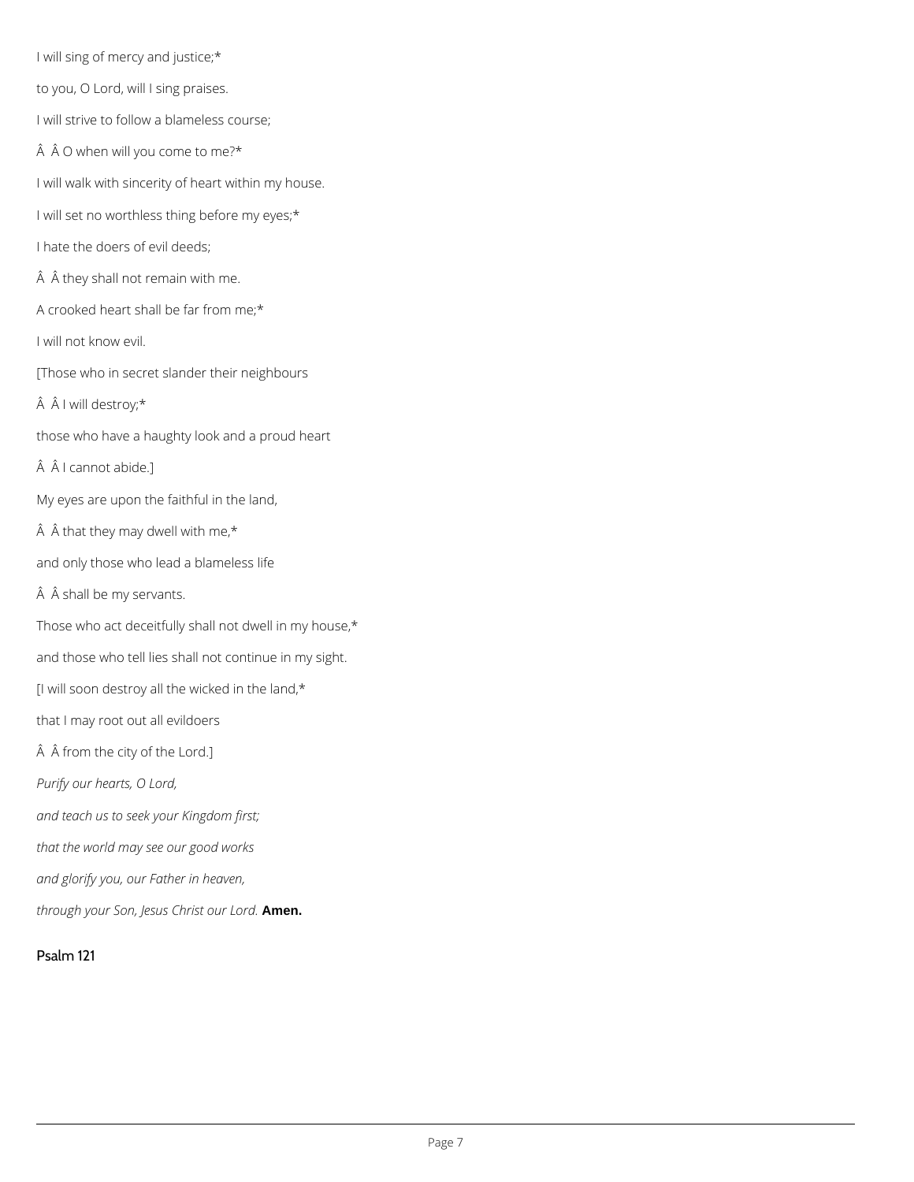I will sing of mercy and justice;*

to you, O Lord, will I sing praises.

I will strive to follow a blameless course;

Â Â O when will you come to me?*

I will walk with sincerity of heart within my house.

I will set no worthless thing before my eyes;*

I hate the doers of evil deeds;

Â Â they shall not remain with me.

A crooked heart shall be far from me;*

I will not know evil.

[Those who in secret slander their neighbours

Â Â I will destroy;*

those who have a haughty look and a proud heart

Â Â I cannot abide.]

My eyes are upon the faithful in the land,

Â Â that they may dwell with me,*

and only those who lead a blameless life

Â Â shall be my servants.

Those who act deceitfully shall not dwell in my house,*

and those who tell lies shall not continue in my sight.

[I will soon destroy all the wicked in the land,*

that I may root out all evildoers

Â Â from the city of the Lord.]

*Purify our hearts, O Lord,*

*and teach us to seek your Kingdom first;*

*that the world may see our good works*

*and glorify you, our Father in heaven,*

*through your Son, Jesus Christ our Lord.* **Amen.**

## Psalm 121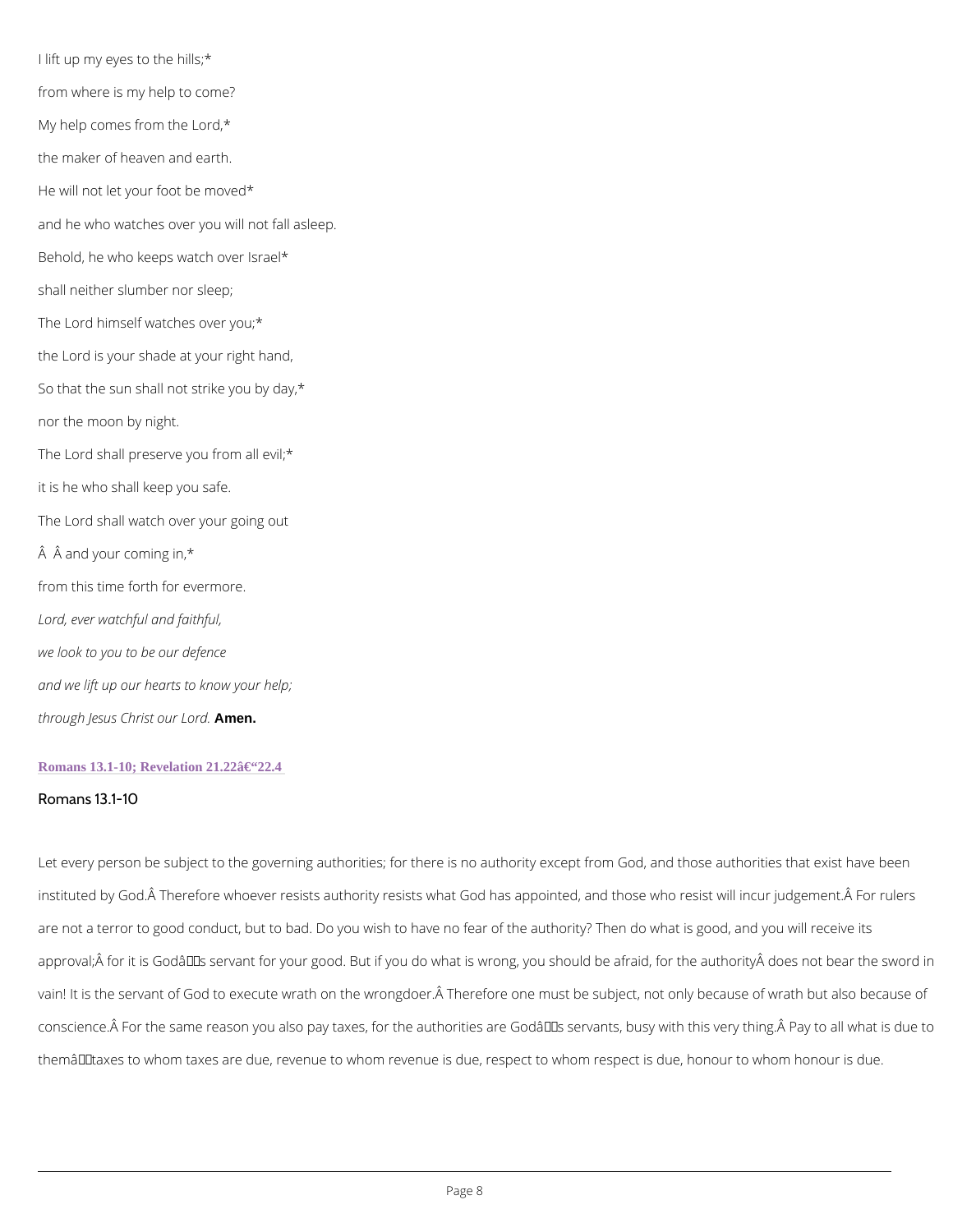I lift up my eyes to the hills;*

from where is my help to come?

My help comes from the Lord,*

the maker of heaven and earth.

He will not let your foot be moved*

and he who watches over you will not fall asleep.

Behold, he who keeps watch over Israel*

shall neither slumber nor sleep;

The Lord himself watches over you;*

the Lord is your shade at your right hand,

So that the sun shall not strike you by day,*

nor the moon by night.

The Lord shall preserve you from all evil;*

it is he who shall keep you safe.

The Lord shall watch over your going out

Â Â and your coming in,*

from this time forth for evermore.

*Lord, ever watchful and faithful,*

*we look to you to be our defence*

*and we lift up our hearts to know your help;*

*through Jesus Christ our Lord.* **Amen.**

Romans 13.1-10; Revelation 21.22â€“22.4

## Romans 13.1-10

Let every person be subject to the governing authorities; for there is no authority except from God, and those authorities that exist have been instituted by God.Â Therefore whoever resists authority resists what God has appointed, and those who resist will incur judgement.Â For rulers are not a terror to good conduct, but to bad. Do you wish to have no fear of the authority? Then do what is good, and you will receive its approval;Â for it is Godâs servant for your good. But if you do what is wrong, you should be afraid, for the authorityÂ does not bear the sword in vain! It is the servant of God to execute wrath on the wrongdoer.Â Therefore one must be subject, not only because of wrath but also because of conscience.Â For the same reason you also pay taxes, for the authorities are Godâs servants, busy with this very thing.Â Pay to all what is due to themâtaxes to whom taxes are due, revenue to whom revenue is due, respect to whom respect is due, honour to whom honour is due.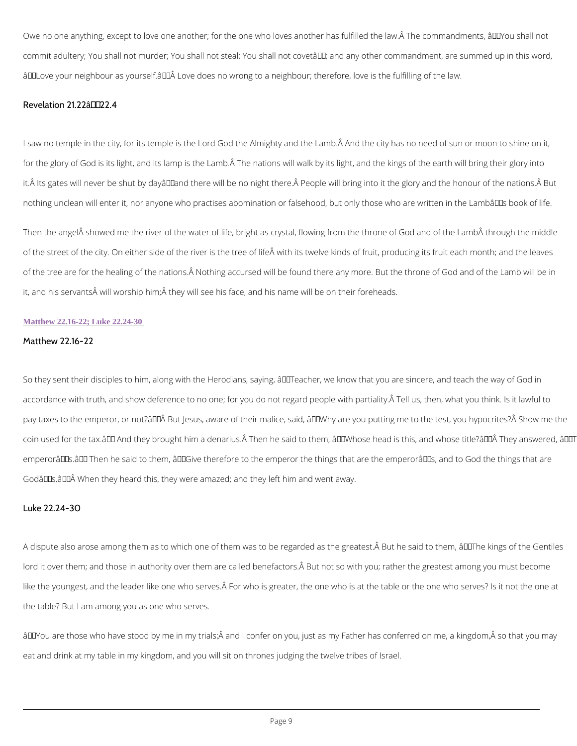Owe no one anything, except to love one another; for the one who loves another has fulfilled the law. The commandments, ‘You shall not commit adultery; You shall not murder; You shall not steal; You shall not covet’; and any other commandment, are summed up in this word, ‘Love your neighbour as yourself.’ Love does no wrong to a neighbour; therefore, love is the fulfilling of the law.

## Revelation 21.22–22.4

I saw no temple in the city, for its temple is the Lord God the Almighty and the Lamb. And the city has no need of sun or moon to shine on it, for the glory of God is its light, and its lamp is the Lamb. The nations will walk by its light, and the kings of the earth will bring their glory into it. Its gates will never be shut by day—and there will be no night there. People will bring into it the glory and the honour of the nations. But nothing unclean will enter it, nor anyone who practises abomination or falsehood, but only those who are written in the Lamb’s book of life.

Then the angel showed me the river of the water of life, bright as crystal, flowing from the throne of God and of the Lamb through the middle of the street of the city. On either side of the river is the tree of life with its twelve kinds of fruit, producing its fruit each month; and the leaves of the tree are for the healing of the nations. Nothing accursed will be found there any more. But the throne of God and of the Lamb will be in it, and his servants will worship him; they will see his face, and his name will be on their foreheads.

### Matthew 22.16-22; Luke 22.24-30

## Matthew 22.16-22

So they sent their disciples to him, along with the Herodians, saying, ‘Teacher, we know that you are sincere, and teach the way of God in accordance with truth, and show deference to no one; for you do not regard people with partiality. Tell us, then, what you think. Is it lawful to pay taxes to the emperor, or not?’ But Jesus, aware of their malice, said, ‘Why are you putting me to the test, you hypocrites? Show me the coin used for the tax.’ And they brought him a denarius. Then he said to them, ‘Whose head is this, and whose title?’ They answered, ‘The emperor’s.’ Then he said to them, ‘Give therefore to the emperor the things that are the emperor’s, and to God the things that are God’s.’ When they heard this, they were amazed; and they left him and went away.

## Luke 22.24-30

A dispute also arose among them as to which one of them was to be regarded as the greatest. But he said to them, ‘The kings of the Gentiles lord it over them; and those in authority over them are called benefactors. But not so with you; rather the greatest among you must become like the youngest, and the leader like one who serves. For who is greater, the one who is at the table or the one who serves? Is it not the one at the table? But I am among you as one who serves.

‘You are those who have stood by me in my trials; and I confer on you, just as my Father has conferred on me, a kingdom, so that you may eat and drink at my table in my kingdom, and you will sit on thrones judging the twelve tribes of Israel.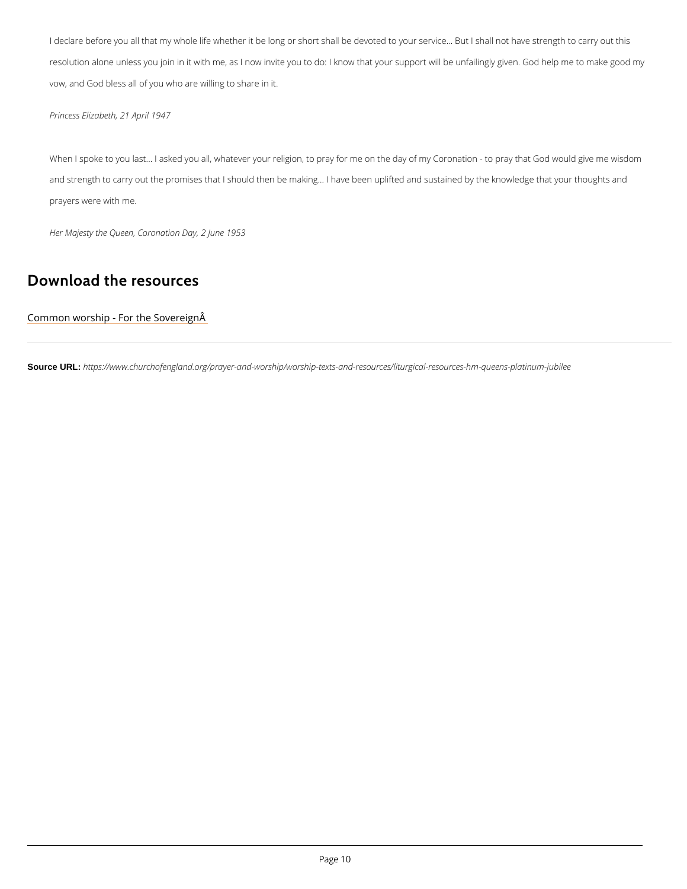I declare before you all that my whole life whether it be long or short shall be devoted to your service... But I shall not have strength to carry out this resolution alone unless you join in it with me, as I now invite you to do: I know that your support will be unfailingly given. God help me to make good my vow, and God bless all of you who are willing to share in it.

*Princess Elizabeth, 21 April 1947*

When I spoke to you last... I asked you all, whatever your religion, to pray for me on the day of my Coronation - to pray that God would give me wisdom and strength to carry out the promises that I should then be making... I have been uplifted and sustained by the knowledge that your thoughts and prayers were with me.

*Her Majesty the Queen, Coronation Day, 2 June 1953*

## Download the resources

Common worship - For the SovereignÂ

**Source URL:** *https://www.churchofengland.org/prayer-and-worship/worship-texts-and-resources/liturgical-resources-hm-queens-platinum-jubilee*